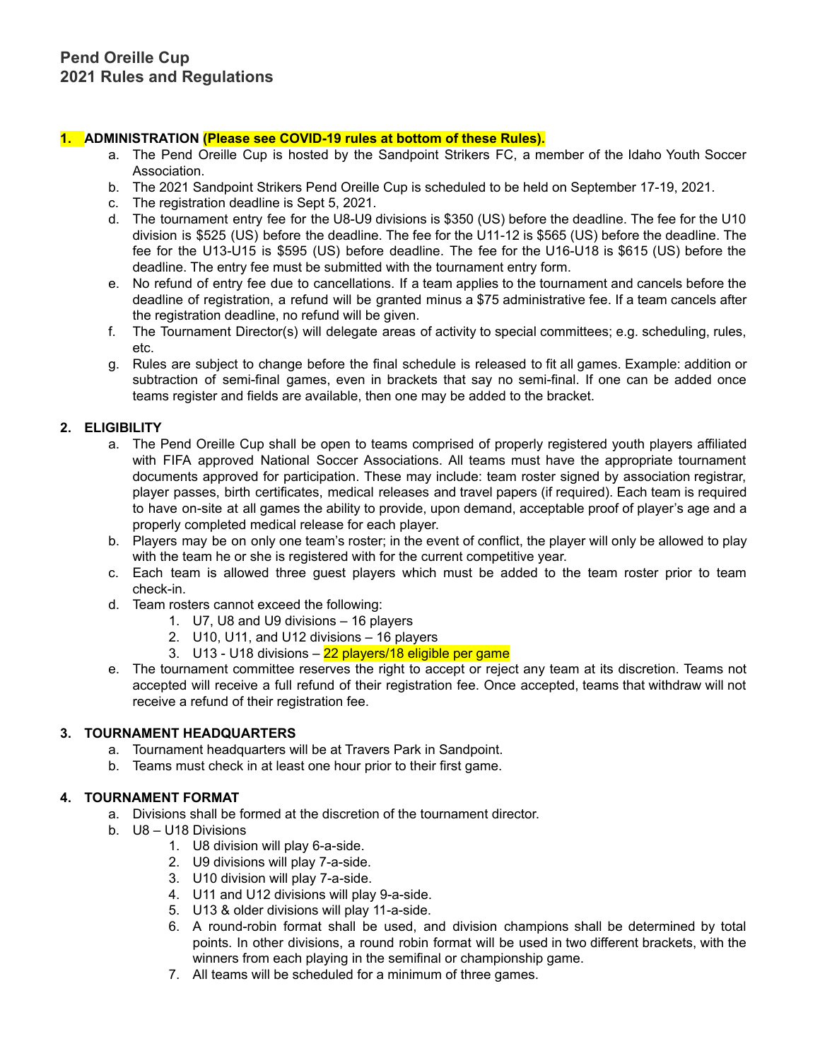**Pend Oreille Cup**
**2021 Rules and Regulations**

1. **ADMINISTRATION (Please see COVID-19 rules at bottom of these Rules).**
    a. The Pend Oreille Cup is hosted by the Sandpoint Strikers FC, a member of the Idaho Youth Soccer Association.
    b. The 2021 Sandpoint Strikers Pend Oreille Cup is scheduled to be held on September 17-19, 2021.
    c. The registration deadline is Sept 5, 2021.
    d. The tournament entry fee for the U8-U9 divisions is $350 (US) before the deadline. The fee for the U10 division is $525 (US) before the deadline. The fee for the U11-12 is $565 (US) before the deadline. The fee for the U13-U15 is $595 (US) before deadline. The fee for the U16-U18 is $615 (US) before the deadline. The entry fee must be submitted with the tournament entry form.
    e. No refund of entry fee due to cancellations. If a team applies to the tournament and cancels before the deadline of registration, a refund will be granted minus a $75 administrative fee. If a team cancels after the registration deadline, no refund will be given.
    f. The Tournament Director(s) will delegate areas of activity to special committees; e.g. scheduling, rules, etc.
    g. Rules are subject to change before the final schedule is released to fit all games. Example: addition or subtraction of semi-final games, even in brackets that say no semi-final. If one can be added once teams register and fields are available, then one may be added to the bracket.

2. **ELIGIBILITY**
    a. The Pend Oreille Cup shall be open to teams comprised of properly registered youth players affiliated with FIFA approved National Soccer Associations. All teams must have the appropriate tournament documents approved for participation. These may include: team roster signed by association registrar, player passes, birth certificates, medical releases and travel papers (if required). Each team is required to have on-site at all games the ability to provide, upon demand, acceptable proof of player's age and a properly completed medical release for each player.
    b. Players may be on only one team's roster; in the event of conflict, the player will only be allowed to play with the team he or she is registered with for the current competitive year.
    c. Each team is allowed three guest players which must be added to the team roster prior to team check-in.
    d. Team rosters cannot exceed the following:
        1. U7, U8 and U9 divisions – 16 players
        2. U10, U11, and U12 divisions – 16 players
        3. U13 - U18 divisions – 22 players/18 eligible per game
    e. The tournament committee reserves the right to accept or reject any team at its discretion. Teams not accepted will receive a full refund of their registration fee. Once accepted, teams that withdraw will not receive a refund of their registration fee.

3. **TOURNAMENT HEADQUARTERS**
    a. Tournament headquarters will be at Travers Park in Sandpoint.
    b. Teams must check in at least one hour prior to their first game.

4. **TOURNAMENT FORMAT**
    a. Divisions shall be formed at the discretion of the tournament director.
    b. U8 – U18 Divisions
        1. U8 division will play 6-a-side.
        2. U9 divisions will play 7-a-side.
        3. U10 division will play 7-a-side.
        4. U11 and U12 divisions will play 9-a-side.
        5. U13 & older divisions will play 11-a-side.
        6. A round-robin format shall be used, and division champions shall be determined by total points. In other divisions, a round robin format will be used in two different brackets, with the winners from each playing in the semifinal or championship game.
        7. All teams will be scheduled for a minimum of three games.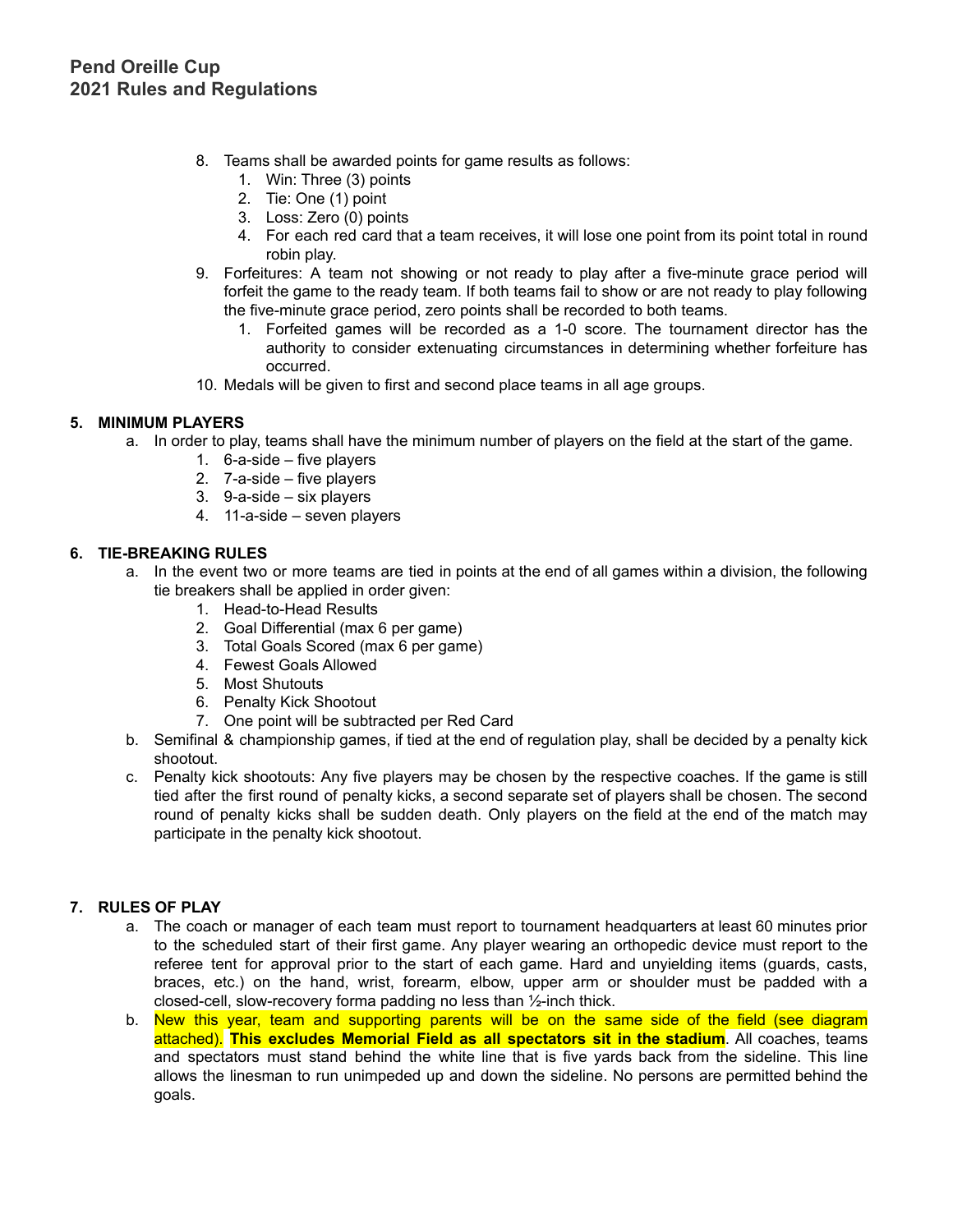8. Teams shall be awarded points for game results as follows:
    1. Win: Three (3) points
    2. Tie: One (1) point
    3. Loss: Zero (0) points
    4. For each red card that a team receives, it will lose one point from its point total in round robin play.
9. Forfeitures: A team not showing or not ready to play after a five-minute grace period will forfeit the game to the ready team. If both teams fail to show or are not ready to play following the five-minute grace period, zero points shall be recorded to both teams.
    1. Forfeited games will be recorded as a 1-0 score. The tournament director has the authority to consider extenuating circumstances in determining whether forfeiture has occurred.
10. Medals will be given to first and second place teams in all age groups.

## 5. MINIMUM PLAYERS

a. In order to play, teams shall have the minimum number of players on the field at the start of the game.
    1. 6-a-side – five players
    2. 7-a-side – five players
    3. 9-a-side – six players
    4. 11-a-side – seven players

## 6. TIE-BREAKING RULES

a. In the event two or more teams are tied in points at the end of all games within a division, the following tie breakers shall be applied in order given:
    1. Head-to-Head Results
    2. Goal Differential (max 6 per game)
    3. Total Goals Scored (max 6 per game)
    4. Fewest Goals Allowed
    5. Most Shutouts
    6. Penalty Kick Shootout
    7. One point will be subtracted per Red Card

b. Semifinal & championship games, if tied at the end of regulation play, shall be decided by a penalty kick shootout.

c. Penalty kick shootouts: Any five players may be chosen by the respective coaches. If the game is still tied after the first round of penalty kicks, a second separate set of players shall be chosen. The second round of penalty kicks shall be sudden death. Only players on the field at the end of the match may participate in the penalty kick shootout.

## 7. RULES OF PLAY

a. The coach or manager of each team must report to tournament headquarters at least 60 minutes prior to the scheduled start of their first game. Any player wearing an orthopedic device must report to the referee tent for approval prior to the start of each game. Hard and unyielding items (guards, casts, braces, etc.) on the hand, wrist, forearm, elbow, upper arm or shoulder must be padded with a closed-cell, slow-recovery forma padding no less than ½-inch thick.

b. New this year, team and supporting parents will be on the same side of the field (see diagram attached). **This excludes Memorial Field as all spectators sit in the stadium**. All coaches, teams and spectators must stand behind the white line that is five yards back from the sideline. This line allows the linesman to run unimpeded up and down the sideline. No persons are permitted behind the goals.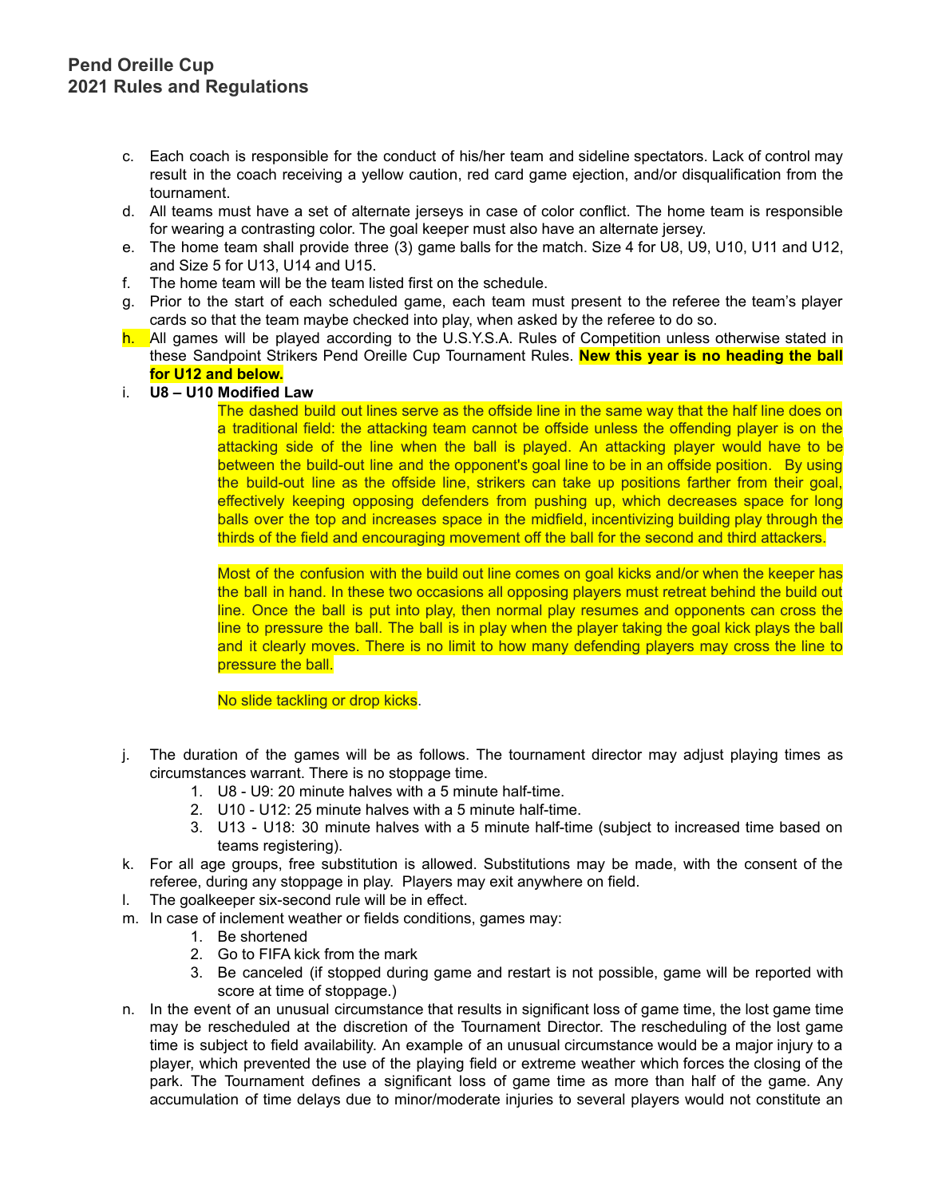c. Each coach is responsible for the conduct of his/her team and sideline spectators. Lack of control may result in the coach receiving a yellow caution, red card game ejection, and/or disqualification from the tournament.

d. All teams must have a set of alternate jerseys in case of color conflict. The home team is responsible for wearing a contrasting color. The goal keeper must also have an alternate jersey.

e. The home team shall provide three (3) game balls for the match. Size 4 for U8, U9, U10, U11 and U12, and Size 5 for U13, U14 and U15.

f. The home team will be the team listed first on the schedule.

g. Prior to the start of each scheduled game, each team must present to the referee the team's player cards so that the team maybe checked into play, when asked by the referee to do so.

h. All games will be played according to the U.S.Y.S.A. Rules of Competition unless otherwise stated in these Sandpoint Strikers Pend Oreille Cup Tournament Rules. **New this year is no heading the ball for U12 and below.**

i. **U8 – U10 Modified Law**

   The dashed build out lines serve as the offside line in the same way that the half line does on a traditional field: the attacking team cannot be offside unless the offending player is on the attacking side of the line when the ball is played. An attacking player would have to be between the build-out line and the opponent's goal line to be in an offside position. By using the build-out line as the offside line, strikers can take up positions farther from their goal, effectively keeping opposing defenders from pushing up, which decreases space for long balls over the top and increases space in the midfield, incentivizing building play through the thirds of the field and encouraging movement off the ball for the second and third attackers.

   Most of the confusion with the build out line comes on goal kicks and/or when the keeper has the ball in hand. In these two occasions all opposing players must retreat behind the build out line. Once the ball is put into play, then normal play resumes and opponents can cross the line to pressure the ball. The ball is in play when the player taking the goal kick plays the ball and it clearly moves. There is no limit to how many defending players may cross the line to pressure the ball.

   No slide tackling or drop kicks.

j. The duration of the games will be as follows. The tournament director may adjust playing times as circumstances warrant. There is no stoppage time.
   1. U8 - U9: 20 minute halves with a 5 minute half-time.
   2. U10 - U12: 25 minute halves with a 5 minute half-time.
   3. U13 - U18: 30 minute halves with a 5 minute half-time (subject to increased time based on teams registering).

k. For all age groups, free substitution is allowed. Substitutions may be made, with the consent of the referee, during any stoppage in play. Players may exit anywhere on field.

l. The goalkeeper six-second rule will be in effect.

m. In case of inclement weather or fields conditions, games may:
   1. Be shortened
   2. Go to FIFA kick from the mark
   3. Be canceled (if stopped during game and restart is not possible, game will be reported with score at time of stoppage.)

n. In the event of an unusual circumstance that results in significant loss of game time, the lost game time may be rescheduled at the discretion of the Tournament Director. The rescheduling of the lost game time is subject to field availability. An example of an unusual circumstance would be a major injury to a player, which prevented the use of the playing field or extreme weather which forces the closing of the park. The Tournament defines a significant loss of game time as more than half of the game. Any accumulation of time delays due to minor/moderate injuries to several players would not constitute an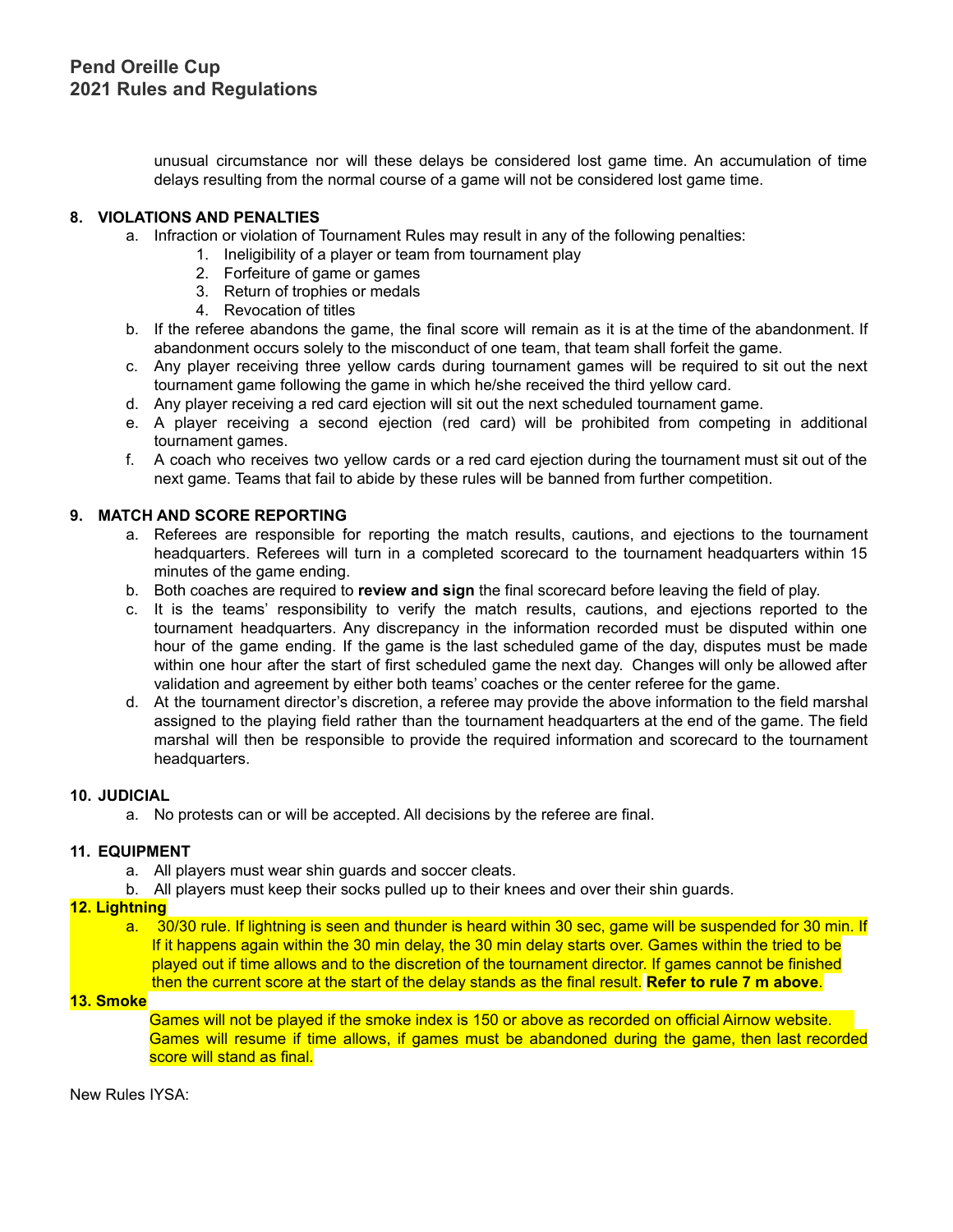unusual circumstance nor will these delays be considered lost game time. An accumulation of time delays resulting from the normal course of a game will not be considered lost game time.

**8. VIOLATIONS AND PENALTIES**

a. Infraction or violation of Tournament Rules may result in any of the following penalties:
   1. Ineligibility of a player or team from tournament play
   2. Forfeiture of game or games
   3. Return of trophies or medals
   4. Revocation of titles

b. If the referee abandons the game, the final score will remain as it is at the time of the abandonment. If abandonment occurs solely to the misconduct of one team, that team shall forfeit the game.

c. Any player receiving three yellow cards during tournament games will be required to sit out the next tournament game following the game in which he/she received the third yellow card.

d. Any player receiving a red card ejection will sit out the next scheduled tournament game.

e. A player receiving a second ejection (red card) will be prohibited from competing in additional tournament games.

f. A coach who receives two yellow cards or a red card ejection during the tournament must sit out of the next game. Teams that fail to abide by these rules will be banned from further competition.

**9. MATCH AND SCORE REPORTING**

a. Referees are responsible for reporting the match results, cautions, and ejections to the tournament headquarters. Referees will turn in a completed scorecard to the tournament headquarters within 15 minutes of the game ending.

b. Both coaches are required to **review and sign** the final scorecard before leaving the field of play.

c. It is the teams' responsibility to verify the match results, cautions, and ejections reported to the tournament headquarters. Any discrepancy in the information recorded must be disputed within one hour of the game ending. If the game is the last scheduled game of the day, disputes must be made within one hour after the start of first scheduled game the next day. Changes will only be allowed after validation and agreement by either both teams' coaches or the center referee for the game.

d. At the tournament director's discretion, a referee may provide the above information to the field marshal assigned to the playing field rather than the tournament headquarters at the end of the game. The field marshal will then be responsible to provide the required information and scorecard to the tournament headquarters.

**10. JUDICIAL**

a. No protests can or will be accepted. All decisions by the referee are final.

**11. EQUIPMENT**

a. All players must wear shin guards and soccer cleats.

b. All players must keep their socks pulled up to their knees and over their shin guards.

**12. Lightning**

a. 30/30 rule. If lightning is seen and thunder is heard within 30 sec, game will be suspended for 30 min. If If it happens again within the 30 min delay, the 30 min delay starts over. Games within the tried to be played out if time allows and to the discretion of the tournament director. If games cannot be finished then the current score at the start of the delay stands as the final result. **Refer to rule 7 m above**.

**13. Smoke**

Games will not be played if the smoke index is 150 or above as recorded on official Airnow website. Games will resume if time allows, if games must be abandoned during the game, then last recorded score will stand as final.

New Rules IYSA: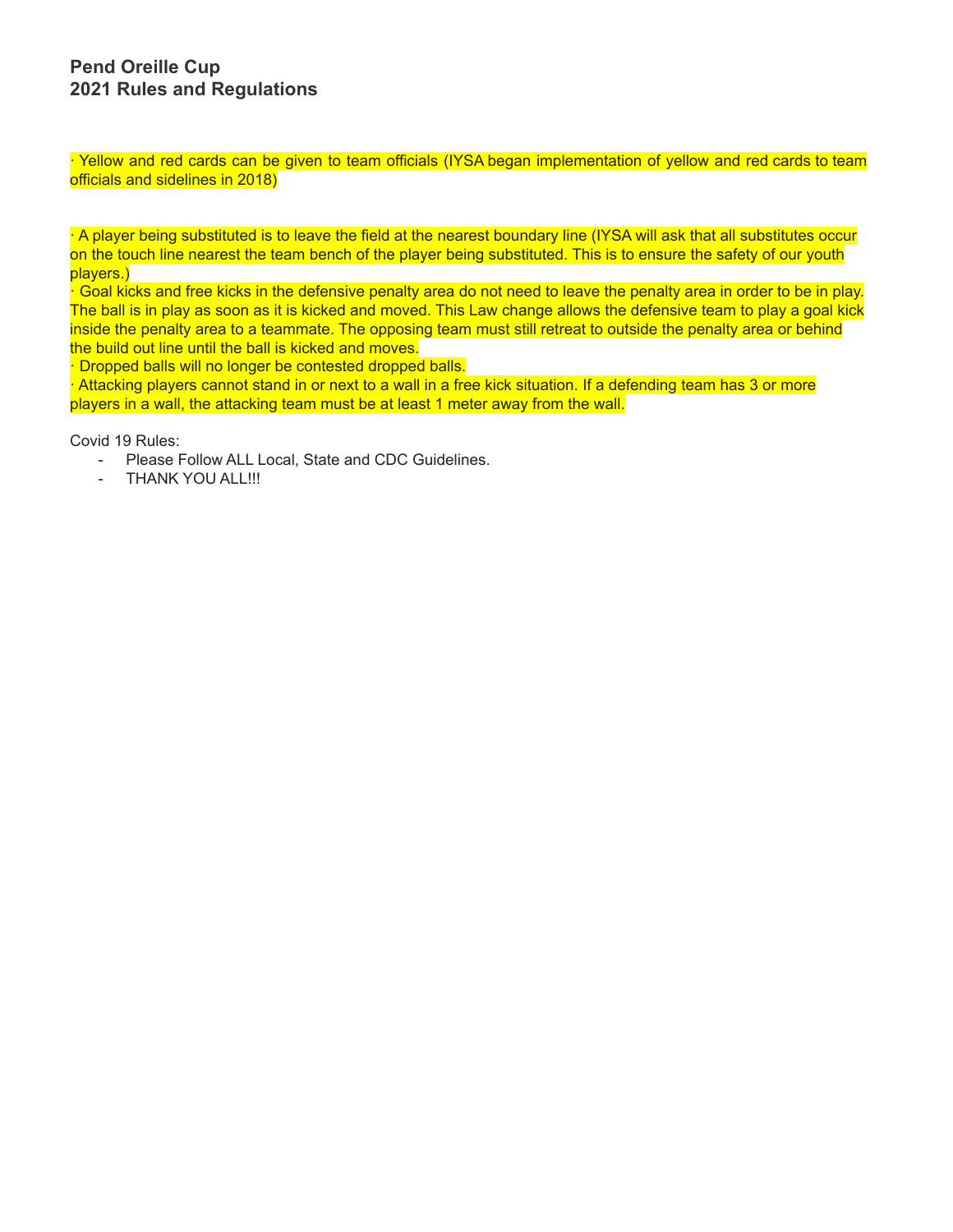**Pend Oreille Cup**
**2021 Rules and Regulations**

· Yellow and red cards can be given to team officials (IYSA began implementation of yellow and red cards to team officials and sidelines in 2018)

· A player being substituted is to leave the field at the nearest boundary line (IYSA will ask that all substitutes occur on the touch line nearest the team bench of the player being substituted. This is to ensure the safety of our youth players.)
· Goal kicks and free kicks in the defensive penalty area do not need to leave the penalty area in order to be in play. The ball is in play as soon as it is kicked and moved. This Law change allows the defensive team to play a goal kick inside the penalty area to a teammate. The opposing team must still retreat to outside the penalty area or behind the build out line until the ball is kicked and moves.
· Dropped balls will no longer be contested dropped balls.
· Attacking players cannot stand in or next to a wall in a free kick situation. If a defending team has 3 or more players in a wall, the attacking team must be at least 1 meter away from the wall.

Covid 19 Rules:

- Please Follow ALL Local, State and CDC Guidelines.
- THANK YOU ALL!!!